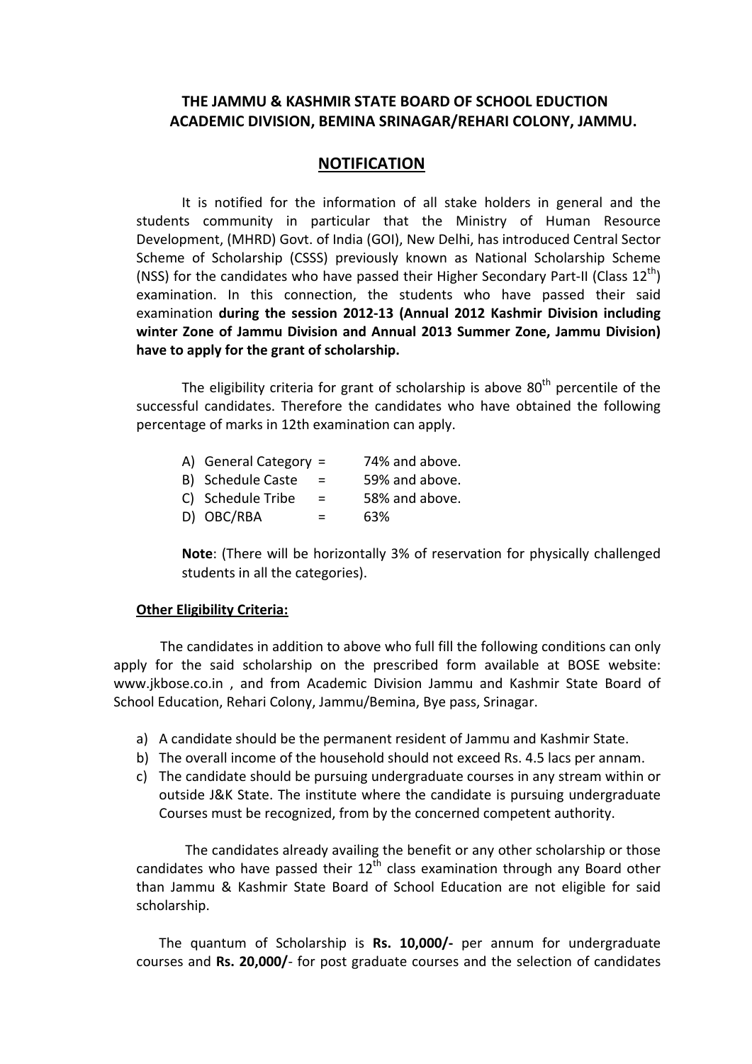# THE JAMMU & KASHMIR STATE BOARD OF SCHOOL EDUCTION ACADEMIC DIVISION, BEMINA SRINAGAR/REHARI COLONY, JAMMU.

## NOTIFICATION

It is notified for the information of all stake holders in general and the students community in particular that the Ministry of Human Resource Development, (MHRD) Govt. of India (GOI), New Delhi, has introduced Central Sector Scheme of Scholarship (CSSS) previously known as National Scholarship Scheme (NSS) for the candidates who have passed their Higher Secondary Part-II (Class 12$^{th}$) examination. In this connection, the students who have passed their said examination **during the session 2012-13 (Annual 2012 Kashmir Division including winter Zone of Jammu Division and Annual 2013 Summer Zone, Jammu Division) have to apply for the grant of scholarship.**

The eligibility criteria for grant of scholarship is above 80$^{th}$ percentile of the successful candidates. Therefore the candidates who have obtained the following percentage of marks in 12th examination can apply.

A) General Category = 74% and above.
B) Schedule Caste = 59% and above.
C) Schedule Tribe = 58% and above.
D) OBC/RBA = 63%

**Note**: (There will be horizontally 3% of reservation for physically challenged students in all the categories).

**Other Eligibility Criteria:**

The candidates in addition to above who full fill the following conditions can only apply for the said scholarship on the prescribed form available at BOSE website: www.jkbose.co.in , and from Academic Division Jammu and Kashmir State Board of School Education, Rehari Colony, Jammu/Bemina, Bye pass, Srinagar.

a) A candidate should be the permanent resident of Jammu and Kashmir State.
b) The overall income of the household should not exceed Rs. 4.5 lacs per annam.
c) The candidate should be pursuing undergraduate courses in any stream within or outside J&K State. The institute where the candidate is pursuing undergraduate Courses must be recognized, from by the concerned competent authority.

The candidates already availing the benefit or any other scholarship or those candidates who have passed their 12$^{th}$ class examination through any Board other than Jammu & Kashmir State Board of School Education are not eligible for said scholarship.

The quantum of Scholarship is **Rs. 10,000/-** per annum for undergraduate courses and **Rs. 20,000/**- for post graduate courses and the selection of candidates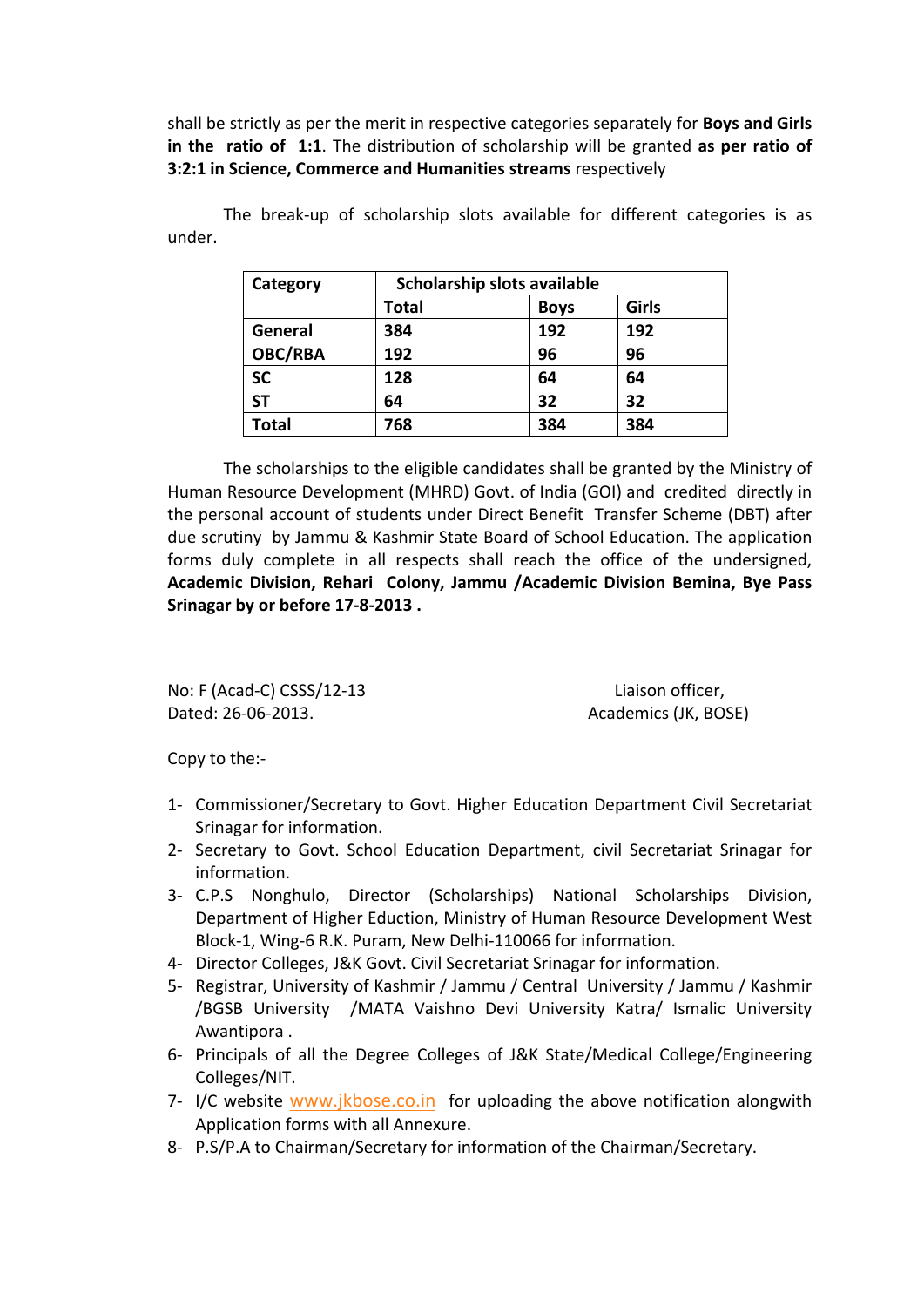shall be strictly as per the merit in respective categories separately for **Boys and Girls in the ratio of 1:1**. The distribution of scholarship will be granted **as per ratio of 3:2:1 in Science, Commerce and Humanities streams** respectively

The break-up of scholarship slots available for different categories is as under.

| Category | Scholarship slots available | | |
|---|---|---|---|
| | Total | Boys | Girls |
| General | 384 | 192 | 192 |
| OBC/RBA | 192 | 96 | 96 |
| SC | 128 | 64 | 64 |
| ST | 64 | 32 | 32 |
| Total | 768 | 384 | 384 |

The scholarships to the eligible candidates shall be granted by the Ministry of Human Resource Development (MHRD) Govt. of India (GOI) and credited directly in the personal account of students under Direct Benefit Transfer Scheme (DBT) after due scrutiny by Jammu & Kashmir State Board of School Education. The application forms duly complete in all respects shall reach the office of the undersigned, **Academic Division, Rehari Colony, Jammu /Academic Division Bemina, Bye Pass Srinagar by or before 17-8-2013 .**

No: F (Acad-C) CSSS/12-13
Dated: 26-06-2013.

Liaison officer,
Academics (JK, BOSE)

Copy to the:-

1- Commissioner/Secretary to Govt. Higher Education Department Civil Secretariat Srinagar for information.
2- Secretary to Govt. School Education Department, civil Secretariat Srinagar for information.
3- C.P.S Nonghulo, Director (Scholarships) National Scholarships Division, Department of Higher Eduction, Ministry of Human Resource Development West Block-1, Wing-6 R.K. Puram, New Delhi-110066 for information.
4- Director Colleges, J&K Govt. Civil Secretariat Srinagar for information.
5- Registrar, University of Kashmir / Jammu / Central University / Jammu / Kashmir /BGSB University /MATA Vaishno Devi University Katra/ Ismalic University Awantipora .
6- Principals of all the Degree Colleges of J&K State/Medical College/Engineering Colleges/NIT.
7- I/C website www.jkbose.co.in for uploading the above notification alongwith Application forms with all Annexure.
8- P.S/P.A to Chairman/Secretary for information of the Chairman/Secretary.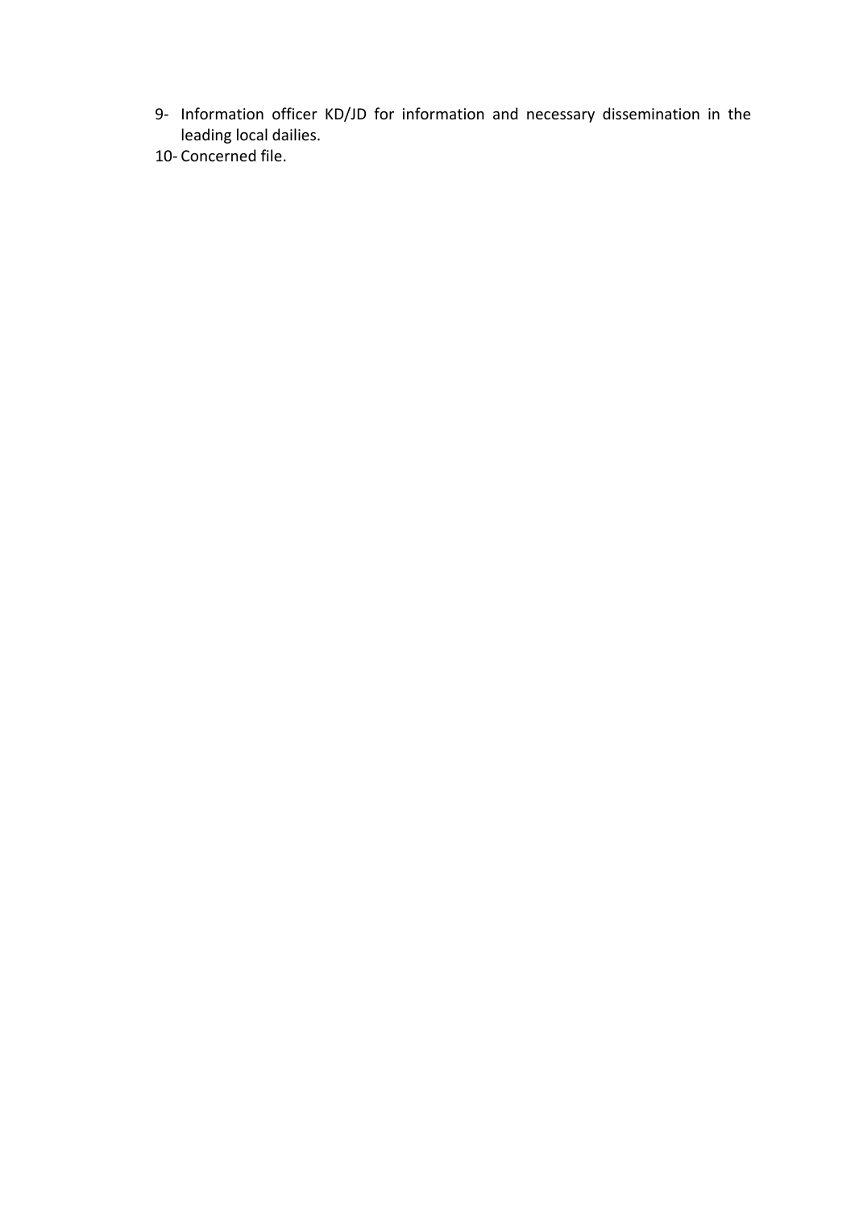9- Information officer KD/JD for information and necessary dissemination in the leading local dailies.

10- Concerned file.